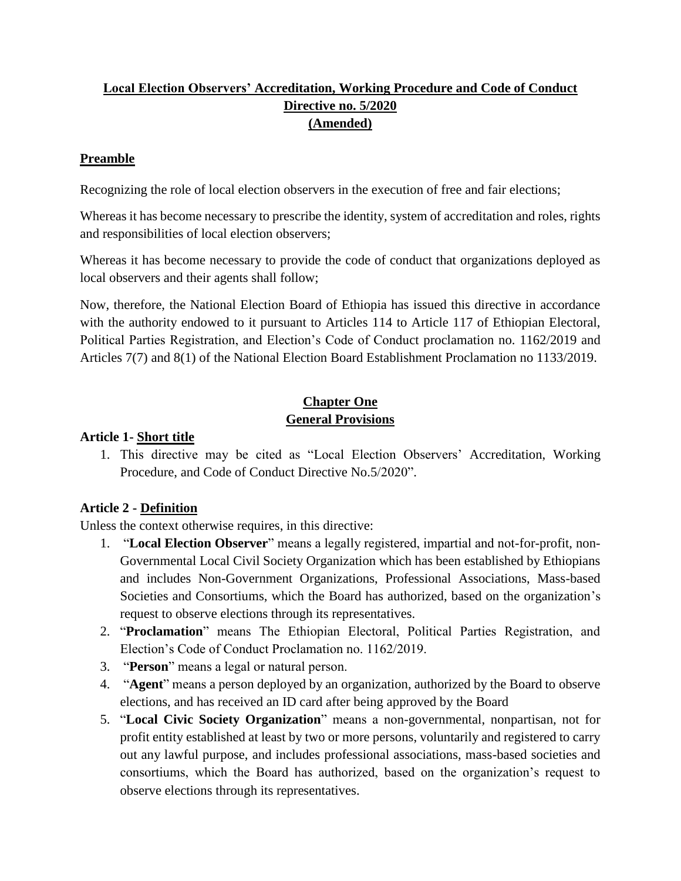# **Local Election Observers' Accreditation, Working Procedure and Code of Conduct Directive no. 5/2020 (Amended)**

## **Preamble**

Recognizing the role of local election observers in the execution of free and fair elections;

Whereas it has become necessary to prescribe the identity, system of accreditation and roles, rights and responsibilities of local election observers;

Whereas it has become necessary to provide the code of conduct that organizations deployed as local observers and their agents shall follow;

Now, therefore, the National Election Board of Ethiopia has issued this directive in accordance with the authority endowed to it pursuant to Articles 114 to Article 117 of Ethiopian Electoral, Political Parties Registration, and Election's Code of Conduct proclamation no. 1162/2019 and Articles 7(7) and 8(1) of the National Election Board Establishment Proclamation no 1133/2019.

## **Chapter One**
## **General Provisions**

### **Article 1- Short title**

1. This directive may be cited as "Local Election Observers' Accreditation, Working Procedure, and Code of Conduct Directive No.5/2020".

### **Article 2 - Definition**

Unless the context otherwise requires, in this directive:

1. "**Local Election Observer**" means a legally registered, impartial and not-for-profit, non-Governmental Local Civil Society Organization which has been established by Ethiopians and includes Non-Government Organizations, Professional Associations, Mass-based Societies and Consortiums, which the Board has authorized, based on the organization's request to observe elections through its representatives.
2. "**Proclamation**" means The Ethiopian Electoral, Political Parties Registration, and Election's Code of Conduct Proclamation no. 1162/2019.
3. "**Person**" means a legal or natural person.
4. "**Agent**" means a person deployed by an organization, authorized by the Board to observe elections, and has received an ID card after being approved by the Board
5. "**Local Civic Society Organization**" means a non-governmental, nonpartisan, not for profit entity established at least by two or more persons, voluntarily and registered to carry out any lawful purpose, and includes professional associations, mass-based societies and consortiums, which the Board has authorized, based on the organization's request to observe elections through its representatives.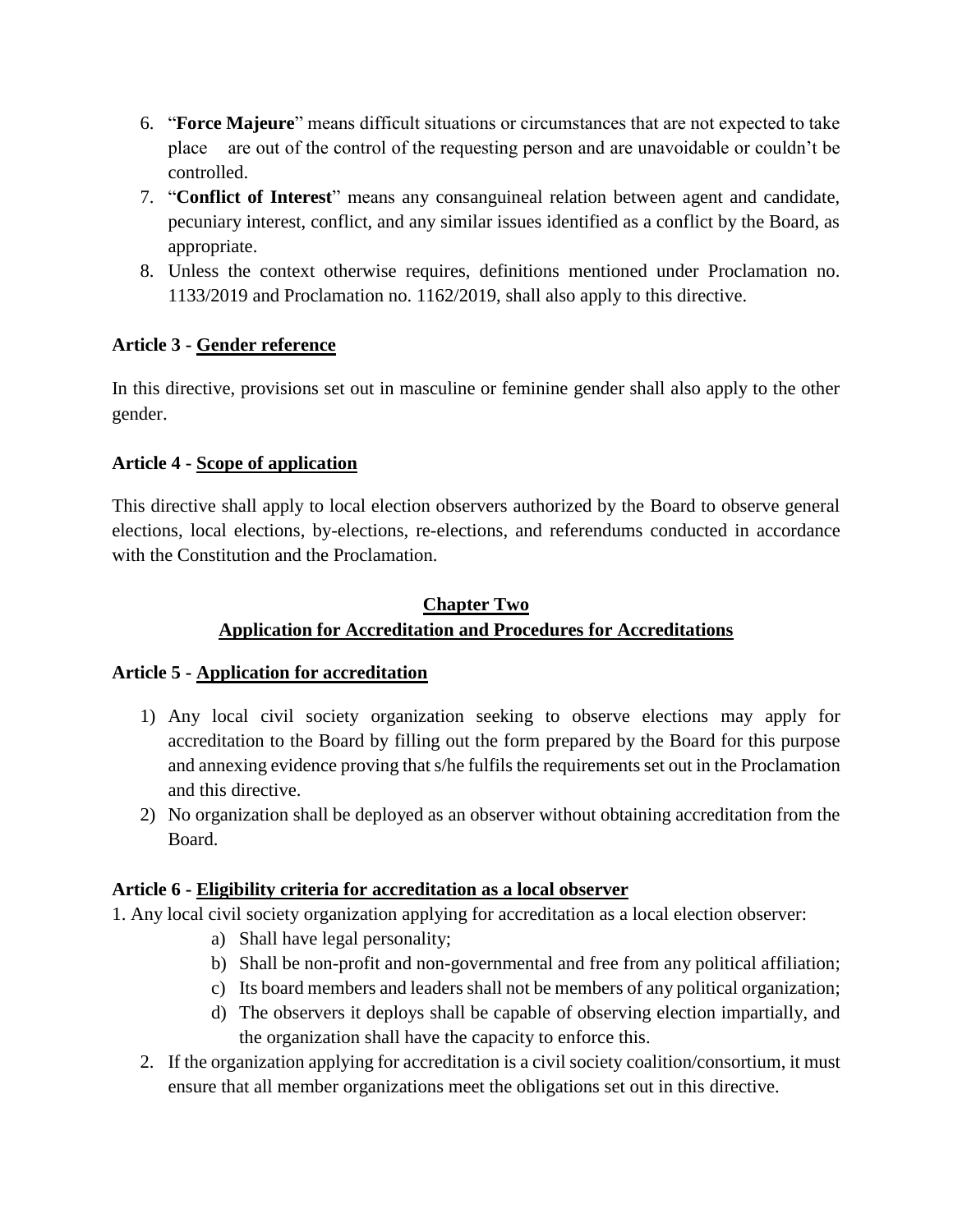6. "**Force Majeure**" means difficult situations or circumstances that are not expected to take place are out of the control of the requesting person and are unavoidable or couldn't be controlled.
7. "**Conflict of Interest**" means any consanguineal relation between agent and candidate, pecuniary interest, conflict, and any similar issues identified as a conflict by the Board, as appropriate.
8. Unless the context otherwise requires, definitions mentioned under Proclamation no. 1133/2019 and Proclamation no. 1162/2019, shall also apply to this directive.

### Article 3 - Gender reference

In this directive, provisions set out in masculine or feminine gender shall also apply to the other gender.

### Article 4 - Scope of application

This directive shall apply to local election observers authorized by the Board to observe general elections, local elections, by-elections, re-elections, and referendums conducted in accordance with the Constitution and the Proclamation.

## Chapter Two
## Application for Accreditation and Procedures for Accreditations

### Article 5 - Application for accreditation

1) Any local civil society organization seeking to observe elections may apply for accreditation to the Board by filling out the form prepared by the Board for this purpose and annexing evidence proving that s/he fulfils the requirements set out in the Proclamation and this directive.
2) No organization shall be deployed as an observer without obtaining accreditation from the Board.

### Article 6 - Eligibility criteria for accreditation as a local observer

1. Any local civil society organization applying for accreditation as a local election observer:
    a) Shall have legal personality;
    b) Shall be non-profit and non-governmental and free from any political affiliation;
    c) Its board members and leaders shall not be members of any political organization;
    d) The observers it deploys shall be capable of observing election impartially, and the organization shall have the capacity to enforce this.
2. If the organization applying for accreditation is a civil society coalition/consortium, it must ensure that all member organizations meet the obligations set out in this directive.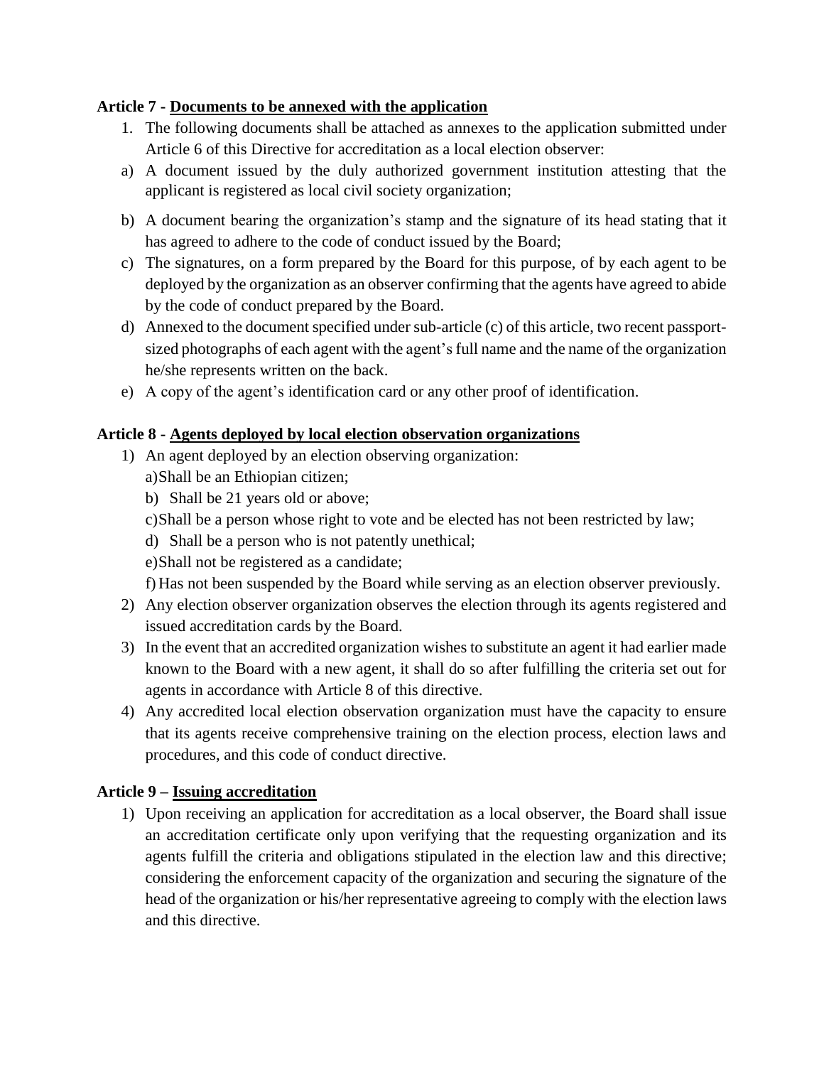**Article 7 - Documents to be annexed with the application**

1. The following documents shall be attached as annexes to the application submitted under Article 6 of this Directive for accreditation as a local election observer:

a) A document issued by the duly authorized government institution attesting that the applicant is registered as local civil society organization;

b) A document bearing the organization's stamp and the signature of its head stating that it has agreed to adhere to the code of conduct issued by the Board;

c) The signatures, on a form prepared by the Board for this purpose, of by each agent to be deployed by the organization as an observer confirming that the agents have agreed to abide by the code of conduct prepared by the Board.

d) Annexed to the document specified under sub-article (c) of this article, two recent passport-sized photographs of each agent with the agent's full name and the name of the organization he/she represents written on the back.

e) A copy of the agent's identification card or any other proof of identification.

**Article 8 - Agents deployed by local election observation organizations**

1) An agent deployed by an election observing organization:
   a) Shall be an Ethiopian citizen;
   b) Shall be 21 years old or above;
   c) Shall be a person whose right to vote and be elected has not been restricted by law;
   d) Shall be a person who is not patently unethical;
   e) Shall not be registered as a candidate;
   f) Has not been suspended by the Board while serving as an election observer previously.
2) Any election observer organization observes the election through its agents registered and issued accreditation cards by the Board.
3) In the event that an accredited organization wishes to substitute an agent it had earlier made known to the Board with a new agent, it shall do so after fulfilling the criteria set out for agents in accordance with Article 8 of this directive.
4) Any accredited local election observation organization must have the capacity to ensure that its agents receive comprehensive training on the election process, election laws and procedures, and this code of conduct directive.

**Article 9 – Issuing accreditation**

1) Upon receiving an application for accreditation as a local observer, the Board shall issue an accreditation certificate only upon verifying that the requesting organization and its agents fulfill the criteria and obligations stipulated in the election law and this directive; considering the enforcement capacity of the organization and securing the signature of the head of the organization or his/her representative agreeing to comply with the election laws and this directive.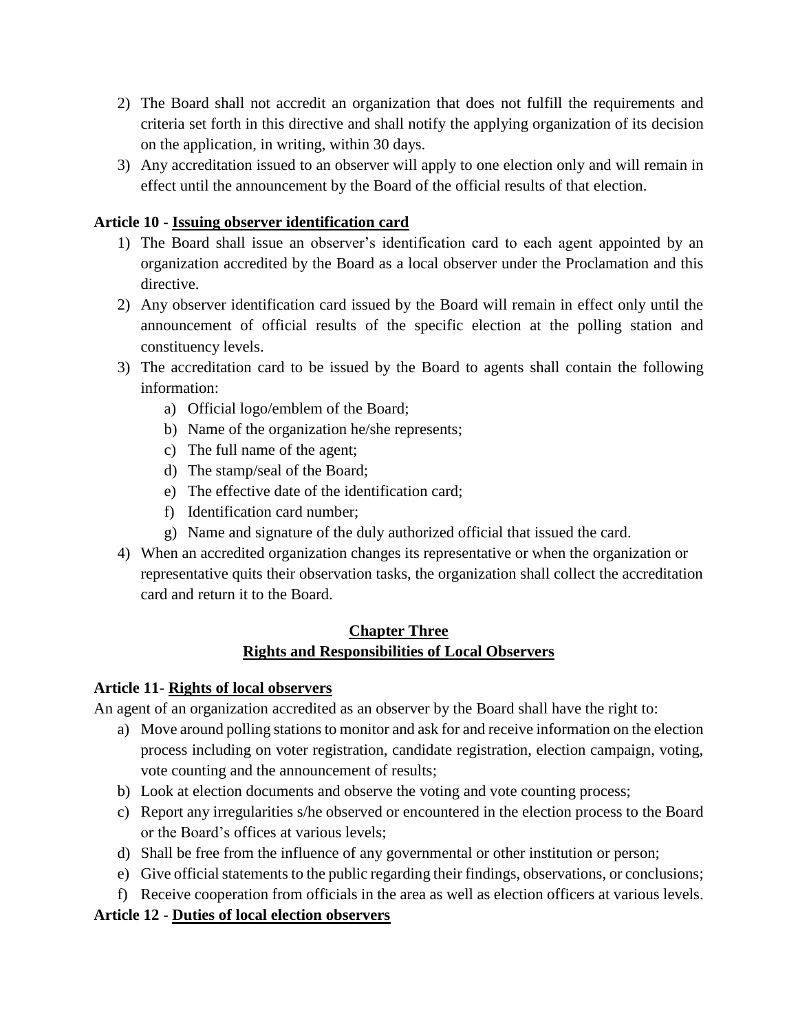2) The Board shall not accredit an organization that does not fulfill the requirements and criteria set forth in this directive and shall notify the applying organization of its decision on the application, in writing, within 30 days.
3) Any accreditation issued to an observer will apply to one election only and will remain in effect until the announcement by the Board of the official results of that election.

### Article 10 - Issuing observer identification card

1) The Board shall issue an observer's identification card to each agent appointed by an organization accredited by the Board as a local observer under the Proclamation and this directive.
2) Any observer identification card issued by the Board will remain in effect only until the announcement of official results of the specific election at the polling station and constituency levels.
3) The accreditation card to be issued by the Board to agents shall contain the following information:
   a) Official logo/emblem of the Board;
   b) Name of the organization he/she represents;
   c) The full name of the agent;
   d) The stamp/seal of the Board;
   e) The effective date of the identification card;
   f) Identification card number;
   g) Name and signature of the duly authorized official that issued the card.
4) When an accredited organization changes its representative or when the organization or representative quits their observation tasks, the organization shall collect the accreditation card and return it to the Board.

## Chapter Three
## Rights and Responsibilities of Local Observers

### Article 11- Rights of local observers

An agent of an organization accredited as an observer by the Board shall have the right to:

a) Move around polling stations to monitor and ask for and receive information on the election process including on voter registration, candidate registration, election campaign, voting, vote counting and the announcement of results;
b) Look at election documents and observe the voting and vote counting process;
c) Report any irregularities s/he observed or encountered in the election process to the Board or the Board's offices at various levels;
d) Shall be free from the influence of any governmental or other institution or person;
e) Give official statements to the public regarding their findings, observations, or conclusions;
f) Receive cooperation from officials in the area as well as election officers at various levels.

### Article 12 - Duties of local election observers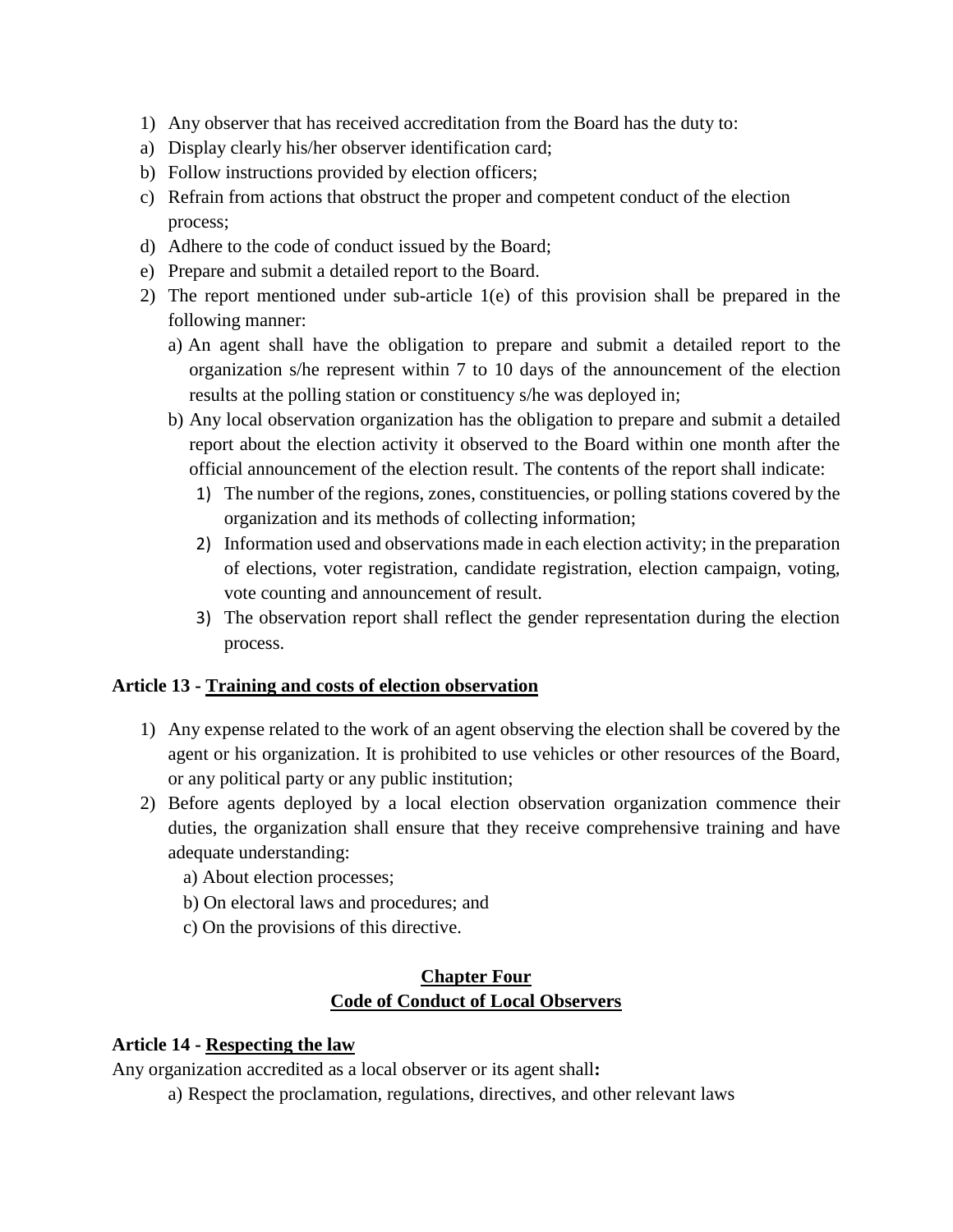1) Any observer that has received accreditation from the Board has the duty to:
a) Display clearly his/her observer identification card;
b) Follow instructions provided by election officers;
c) Refrain from actions that obstruct the proper and competent conduct of the election process;
d) Adhere to the code of conduct issued by the Board;
e) Prepare and submit a detailed report to the Board.
2) The report mentioned under sub-article 1(e) of this provision shall be prepared in the following manner:
   a) An agent shall have the obligation to prepare and submit a detailed report to the organization s/he represent within 7 to 10 days of the announcement of the election results at the polling station or constituency s/he was deployed in;
   b) Any local observation organization has the obligation to prepare and submit a detailed report about the election activity it observed to the Board within one month after the official announcement of the election result. The contents of the report shall indicate:
      1) The number of the regions, zones, constituencies, or polling stations covered by the organization and its methods of collecting information;
      2) Information used and observations made in each election activity; in the preparation of elections, voter registration, candidate registration, election campaign, voting, vote counting and announcement of result.
      3) The observation report shall reflect the gender representation during the election process.

**Article 13 - <u>Training and costs of election observation</u>**

1) Any expense related to the work of an agent observing the election shall be covered by the agent or his organization. It is prohibited to use vehicles or other resources of the Board, or any political party or any public institution;
2) Before agents deployed by a local election observation organization commence their duties, the organization shall ensure that they receive comprehensive training and have adequate understanding:
   a) About election processes;
   b) On electoral laws and procedures; and
   c) On the provisions of this directive.

## Chapter Four
## Code of Conduct of Local Observers

**Article 14 - <u>Respecting the law</u>**

Any organization accredited as a local observer or its agent shall**:**

a) Respect the proclamation, regulations, directives, and other relevant laws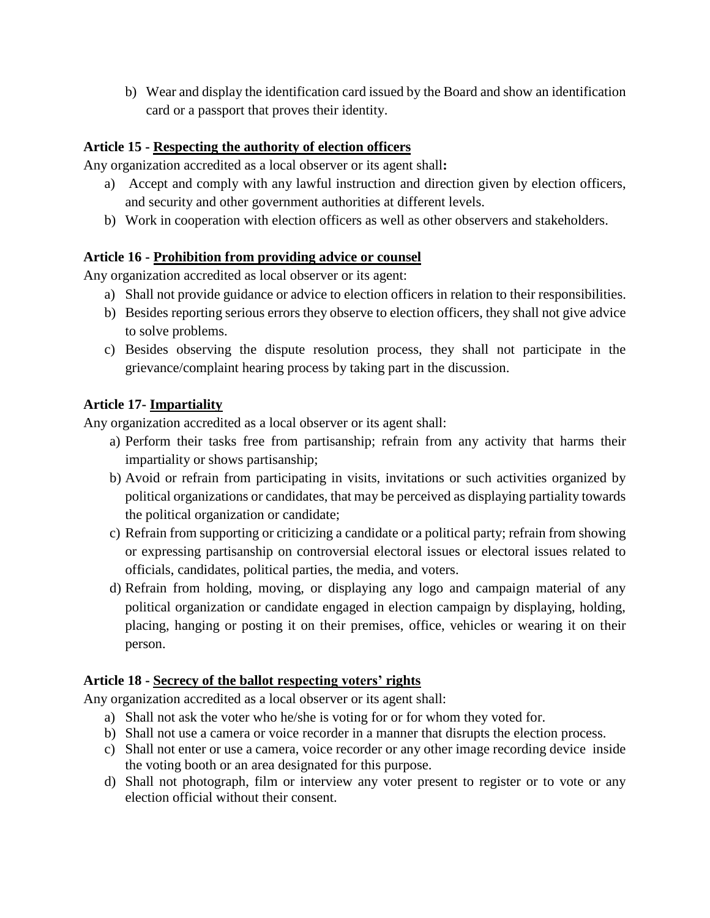b) Wear and display the identification card issued by the Board and show an identification card or a passport that proves their identity.

### Article 15 - Respecting the authority of election officers

Any organization accredited as a local observer or its agent shall**:**

a) Accept and comply with any lawful instruction and direction given by election officers, and security and other government authorities at different levels.
b) Work in cooperation with election officers as well as other observers and stakeholders.

### Article 16 - Prohibition from providing advice or counsel

Any organization accredited as local observer or its agent:

a) Shall not provide guidance or advice to election officers in relation to their responsibilities.
b) Besides reporting serious errors they observe to election officers, they shall not give advice to solve problems.
c) Besides observing the dispute resolution process, they shall not participate in the grievance/complaint hearing process by taking part in the discussion.

### Article 17- Impartiality

Any organization accredited as a local observer or its agent shall:

a) Perform their tasks free from partisanship; refrain from any activity that harms their impartiality or shows partisanship;
b) Avoid or refrain from participating in visits, invitations or such activities organized by political organizations or candidates, that may be perceived as displaying partiality towards the political organization or candidate;
c) Refrain from supporting or criticizing a candidate or a political party; refrain from showing or expressing partisanship on controversial electoral issues or electoral issues related to officials, candidates, political parties, the media, and voters.
d) Refrain from holding, moving, or displaying any logo and campaign material of any political organization or candidate engaged in election campaign by displaying, holding, placing, hanging or posting it on their premises, office, vehicles or wearing it on their person.

### Article 18 - Secrecy of the ballot respecting voters' rights

Any organization accredited as a local observer or its agent shall:

a) Shall not ask the voter who he/she is voting for or for whom they voted for.
b) Shall not use a camera or voice recorder in a manner that disrupts the election process.
c) Shall not enter or use a camera, voice recorder or any other image recording device inside the voting booth or an area designated for this purpose.
d) Shall not photograph, film or interview any voter present to register or to vote or any election official without their consent.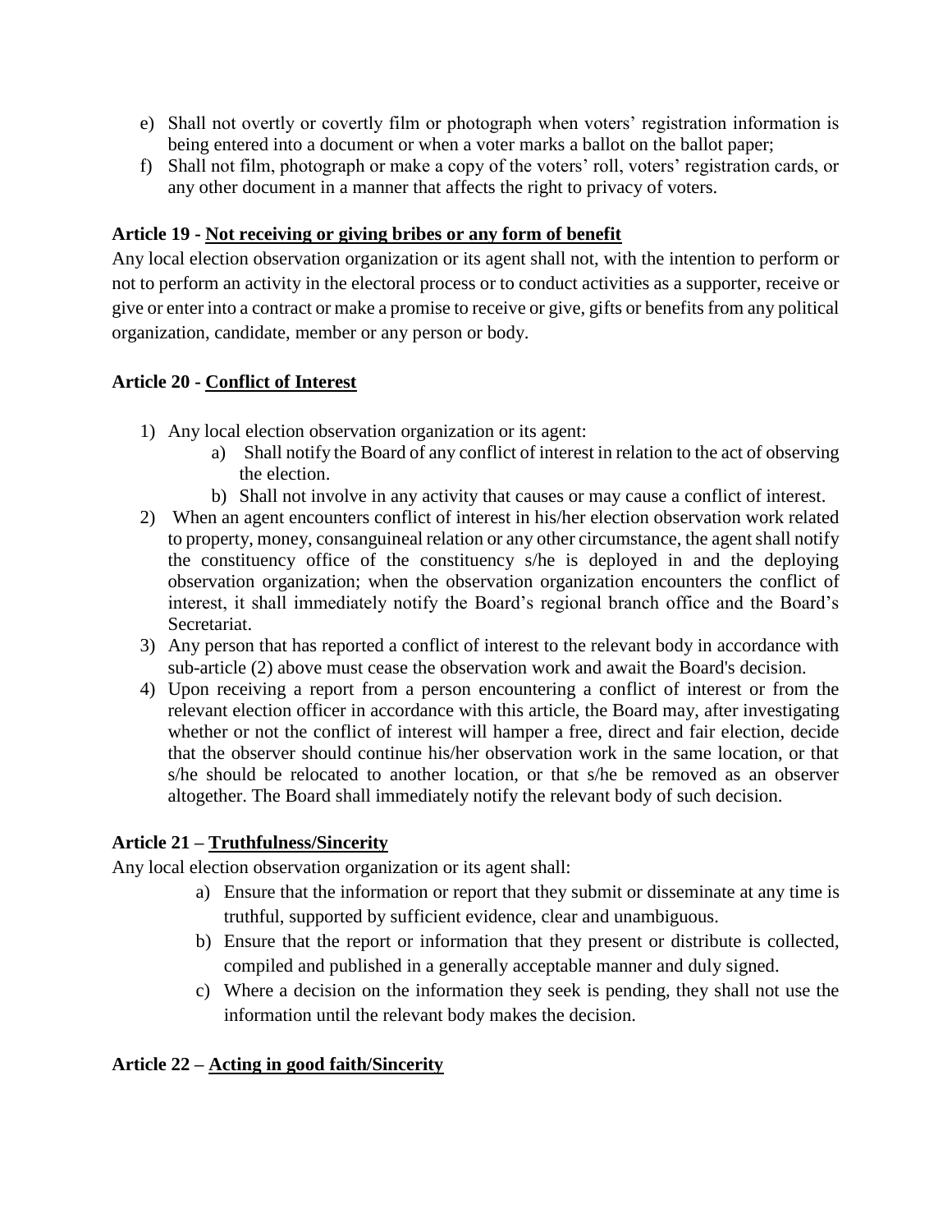e) Shall not overtly or covertly film or photograph when voters' registration information is being entered into a document or when a voter marks a ballot on the ballot paper;

f) Shall not film, photograph or make a copy of the voters' roll, voters' registration cards, or any other document in a manner that affects the right to privacy of voters.

### Article 19 - <u>Not receiving or giving bribes or any form of benefit</u>

Any local election observation organization or its agent shall not, with the intention to perform or not to perform an activity in the electoral process or to conduct activities as a supporter, receive or give or enter into a contract or make a promise to receive or give, gifts or benefits from any political organization, candidate, member or any person or body.

### Article 20 - <u>Conflict of Interest</u>

1) Any local election observation organization or its agent:
    a) Shall notify the Board of any conflict of interest in relation to the act of observing the election.
    b) Shall not involve in any activity that causes or may cause a conflict of interest.
2) When an agent encounters conflict of interest in his/her election observation work related to property, money, consanguineal relation or any other circumstance, the agent shall notify the constituency office of the constituency s/he is deployed in and the deploying observation organization; when the observation organization encounters the conflict of interest, it shall immediately notify the Board's regional branch office and the Board's Secretariat.
3) Any person that has reported a conflict of interest to the relevant body in accordance with sub-article (2) above must cease the observation work and await the Board's decision.
4) Upon receiving a report from a person encountering a conflict of interest or from the relevant election officer in accordance with this article, the Board may, after investigating whether or not the conflict of interest will hamper a free, direct and fair election, decide that the observer should continue his/her observation work in the same location, or that s/he should be relocated to another location, or that s/he be removed as an observer altogether. The Board shall immediately notify the relevant body of such decision.

### Article 21 – <u>Truthfulness/Sincerity</u>

Any local election observation organization or its agent shall:

a) Ensure that the information or report that they submit or disseminate at any time is truthful, supported by sufficient evidence, clear and unambiguous.
b) Ensure that the report or information that they present or distribute is collected, compiled and published in a generally acceptable manner and duly signed.
c) Where a decision on the information they seek is pending, they shall not use the information until the relevant body makes the decision.

### Article 22 – <u>Acting in good faith/Sincerity</u>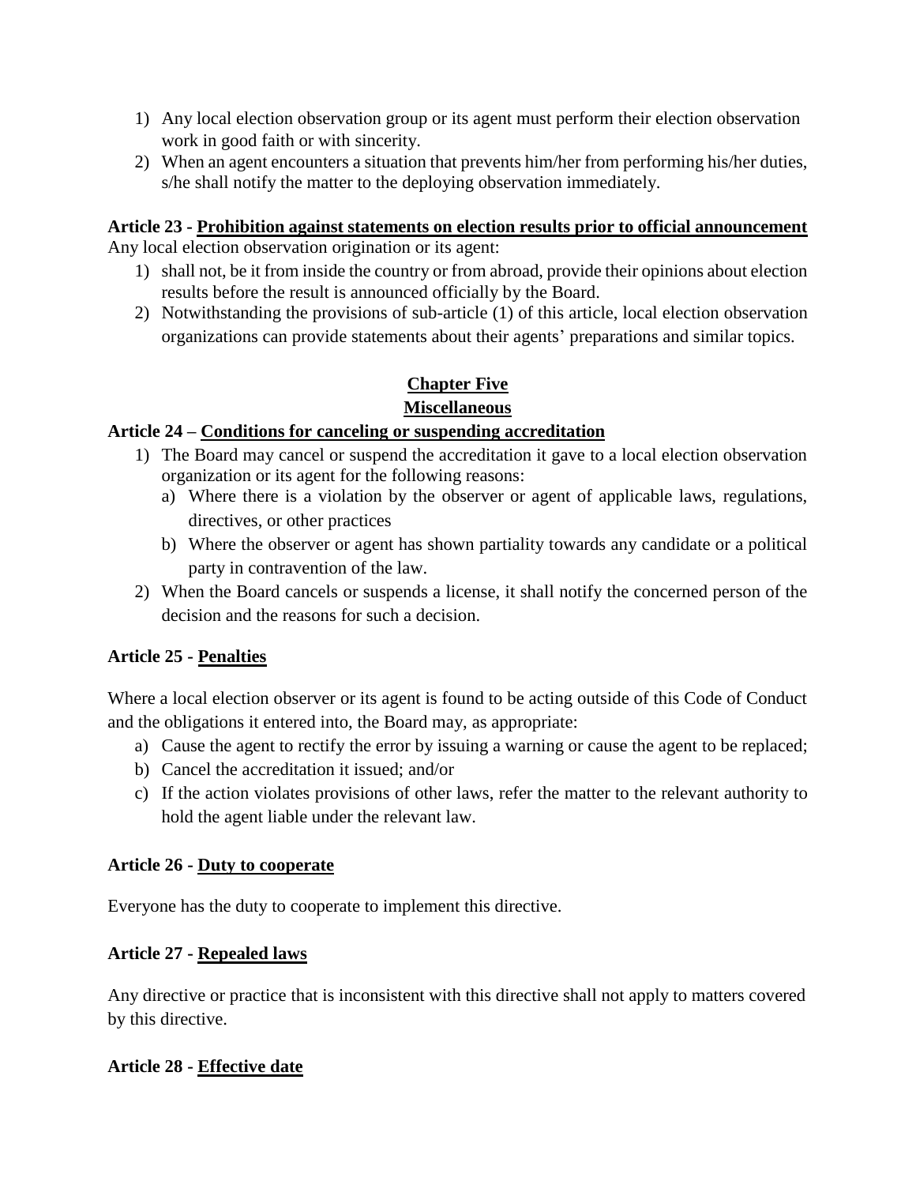1) Any local election observation group or its agent must perform their election observation work in good faith or with sincerity.
2) When an agent encounters a situation that prevents him/her from performing his/her duties, s/he shall notify the matter to the deploying observation immediately.

**Article 23 - <u>Prohibition against statements on election results prior to official announcement</u>**

Any local election observation origination or its agent:

1) shall not, be it from inside the country or from abroad, provide their opinions about election results before the result is announced officially by the Board.
2) Notwithstanding the provisions of sub-article (1) of this article, local election observation organizations can provide statements about their agents' preparations and similar topics.

## Chapter Five
## Miscellaneous

**Article 24 – <u>Conditions for canceling or suspending accreditation</u>**

1) The Board may cancel or suspend the accreditation it gave to a local election observation organization or its agent for the following reasons:
   a) Where there is a violation by the observer or agent of applicable laws, regulations, directives, or other practices
   b) Where the observer or agent has shown partiality towards any candidate or a political party in contravention of the law.
2) When the Board cancels or suspends a license, it shall notify the concerned person of the decision and the reasons for such a decision.

**Article 25 - <u>Penalties</u>**

Where a local election observer or its agent is found to be acting outside of this Code of Conduct and the obligations it entered into, the Board may, as appropriate:

a) Cause the agent to rectify the error by issuing a warning or cause the agent to be replaced;
b) Cancel the accreditation it issued; and/or
c) If the action violates provisions of other laws, refer the matter to the relevant authority to hold the agent liable under the relevant law.

**Article 26 - <u>Duty to cooperate</u>**

Everyone has the duty to cooperate to implement this directive.

**Article 27 - <u>Repealed laws</u>**

Any directive or practice that is inconsistent with this directive shall not apply to matters covered by this directive.

**Article 28 - <u>Effective date</u>**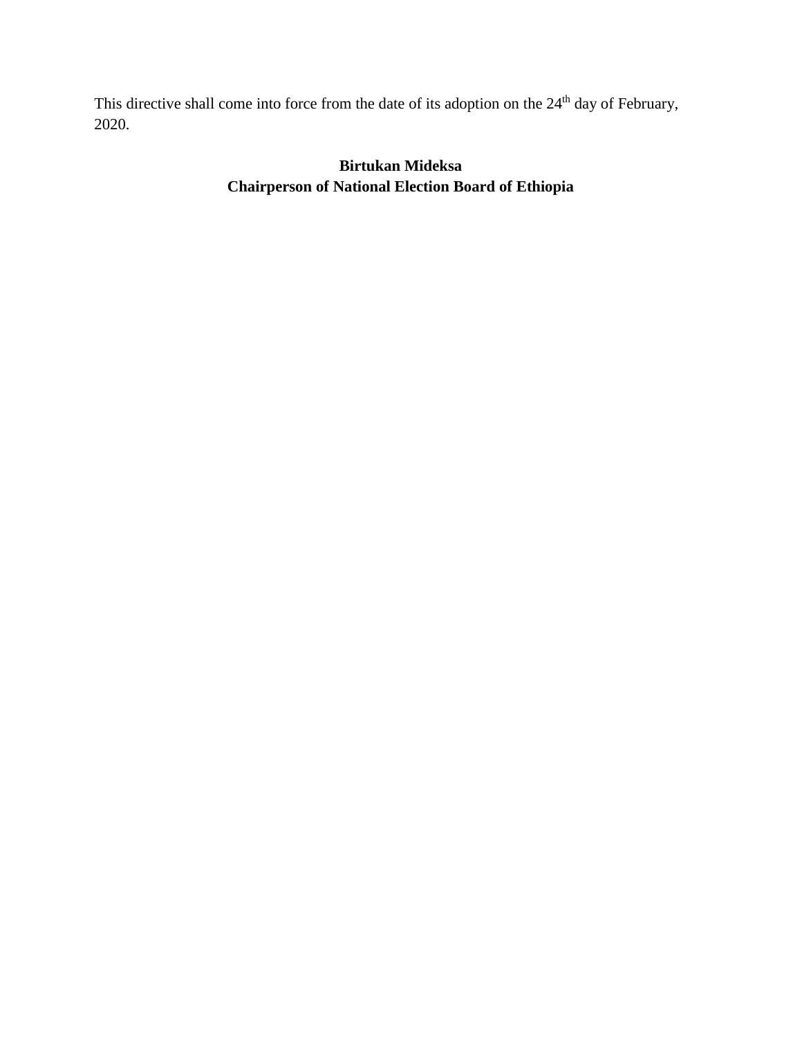This directive shall come into force from the date of its adoption on the 24th day of February, 2020.

**Birtukan Mideksa**
**Chairperson of National Election Board of Ethiopia**